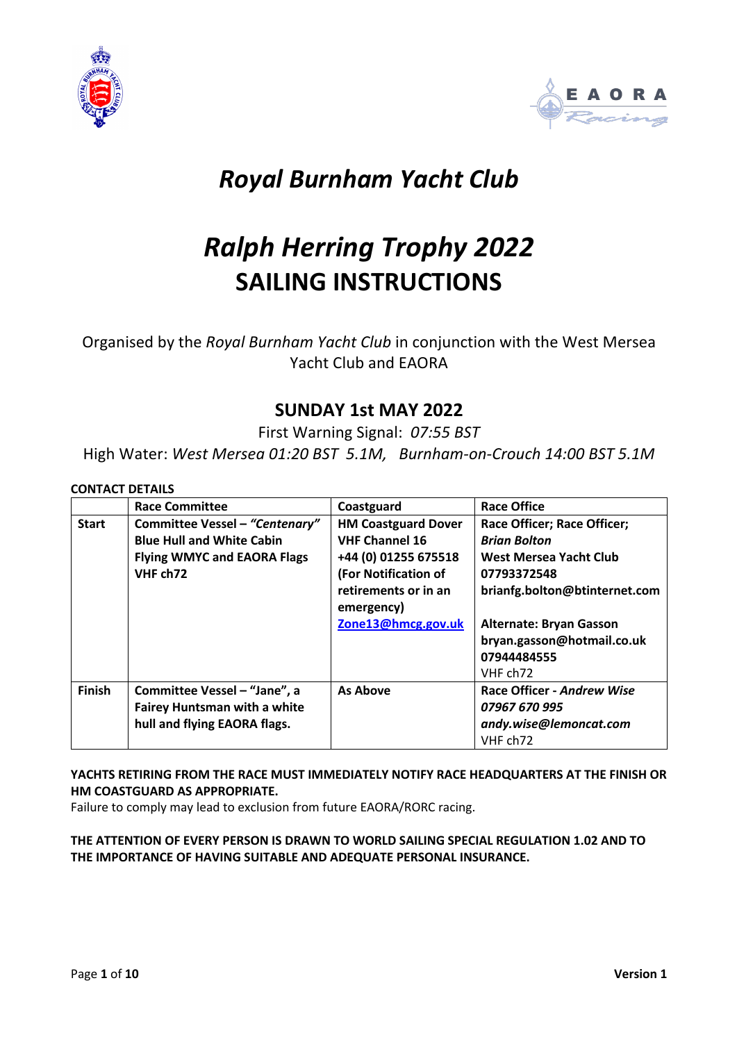# *Royal Burnham Yacht Club*

# *Ralph Herring Trophy 2022*
# SAILING INSTRUCTIONS

Organised by the *Royal Burnham Yacht Club* in conjunction with the West Mersea Yacht Club and EAORA

## SUNDAY 1st MAY 2022

First Warning Signal: *07:55 BST*

High Water: *West Mersea 01:20 BST 5.1M, Burnham-on-Crouch 14:00 BST 5.1M*

**CONTACT DETAILS**

| | Race Committee | Coastguard | Race Office |
|---|---|---|---|
| **Start** | **Committee Vessel – *"Centenary"* Blue Hull and White Cabin Flying WMYC and EAORA Flags VHF ch72** | **HM Coastguard Dover VHF Channel 16 +44 (0) 01255 675518 (For Notification of retirements or in an emergency) Zone13@hmcg.gov.uk** | **Race Officer; Race Officer; *Brian Bolton* West Mersea Yacht Club 07793372548 brianfg.bolton@btinternet.com Alternate: Bryan Gasson bryan.gasson@hotmail.co.uk 07944484555** VHF ch72 |
| **Finish** | **Committee Vessel – "Jane", a Fairey Huntsman with a white hull and flying EAORA flags.** | **As Above** | **Race Officer - *Andrew Wise 07967 670 995 andy.wise@lemoncat.com*** VHF ch72 |

**YACHTS RETIRING FROM THE RACE MUST IMMEDIATELY NOTIFY RACE HEADQUARTERS AT THE FINISH OR HM COASTGUARD AS APPROPRIATE.**
Failure to comply may lead to exclusion from future EAORA/RORC racing.

**THE ATTENTION OF EVERY PERSON IS DRAWN TO WORLD SAILING SPECIAL REGULATION 1.02 AND TO THE IMPORTANCE OF HAVING SUITABLE AND ADEQUATE PERSONAL INSURANCE.**

**Version 1**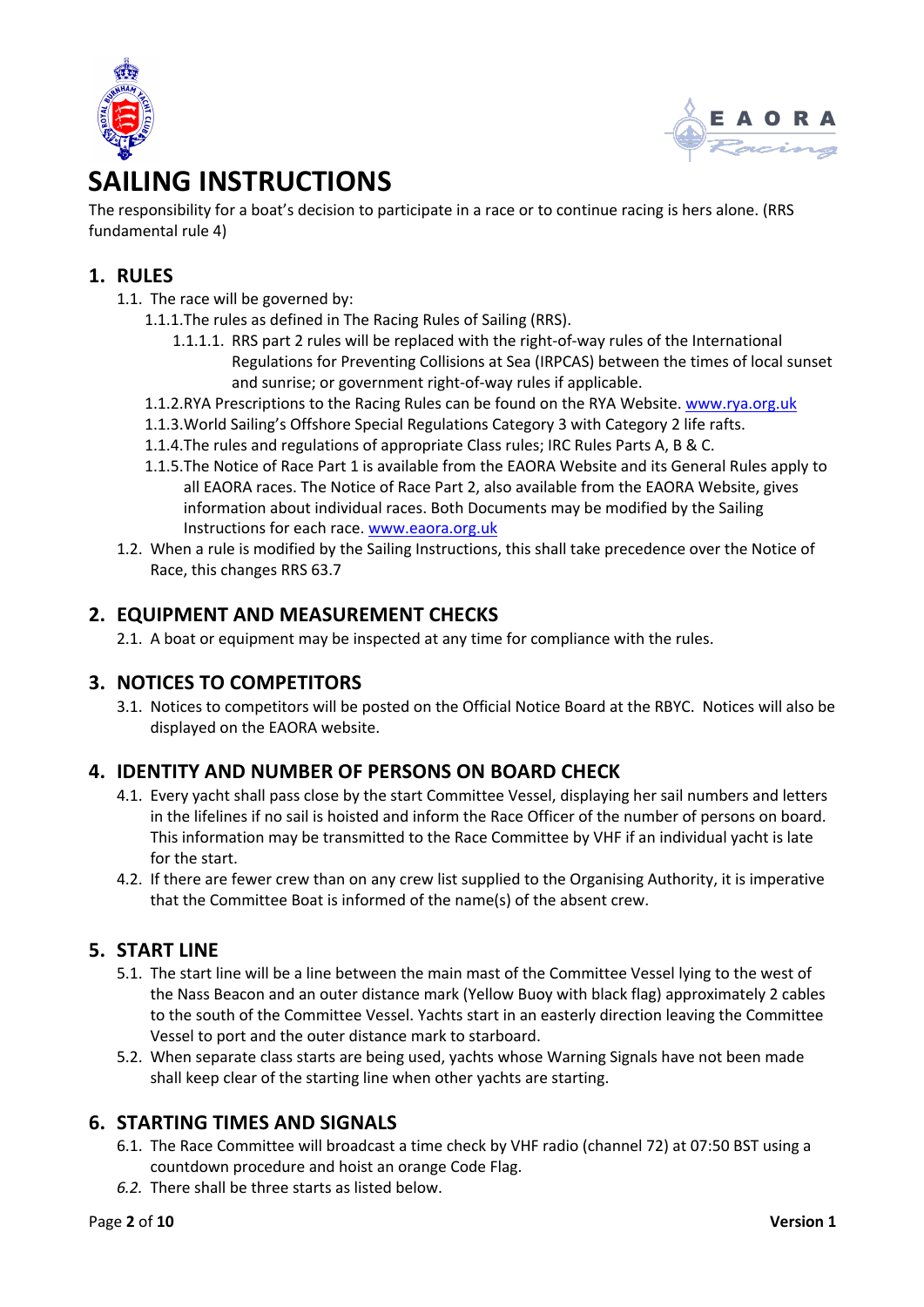# SAILING INSTRUCTIONS

The responsibility for a boat's decision to participate in a race or to continue racing is hers alone. (RRS fundamental rule 4)

## 1. RULES

1.1. The race will be governed by:

1.1.1. The rules as defined in The Racing Rules of Sailing (RRS).

1.1.1.1. RRS part 2 rules will be replaced with the right-of-way rules of the International Regulations for Preventing Collisions at Sea (IRPCAS) between the times of local sunset and sunrise; or government right-of-way rules if applicable.

1.1.2. RYA Prescriptions to the Racing Rules can be found on the RYA Website. www.rya.org.uk

1.1.3. World Sailing's Offshore Special Regulations Category 3 with Category 2 life rafts.

1.1.4. The rules and regulations of appropriate Class rules; IRC Rules Parts A, B & C.

1.1.5. The Notice of Race Part 1 is available from the EAORA Website and its General Rules apply to all EAORA races. The Notice of Race Part 2, also available from the EAORA Website, gives information about individual races. Both Documents may be modified by the Sailing Instructions for each race. www.eaora.org.uk

1.2. When a rule is modified by the Sailing Instructions, this shall take precedence over the Notice of Race, this changes RRS 63.7

## 2. EQUIPMENT AND MEASUREMENT CHECKS

2.1. A boat or equipment may be inspected at any time for compliance with the rules.

## 3. NOTICES TO COMPETITORS

3.1. Notices to competitors will be posted on the Official Notice Board at the RBYC. Notices will also be displayed on the EAORA website.

## 4. IDENTITY AND NUMBER OF PERSONS ON BOARD CHECK

4.1. Every yacht shall pass close by the start Committee Vessel, displaying her sail numbers and letters in the lifelines if no sail is hoisted and inform the Race Officer of the number of persons on board. This information may be transmitted to the Race Committee by VHF if an individual yacht is late for the start.

4.2. If there are fewer crew than on any crew list supplied to the Organising Authority, it is imperative that the Committee Boat is informed of the name(s) of the absent crew.

## 5. START LINE

5.1. The start line will be a line between the main mast of the Committee Vessel lying to the west of the Nass Beacon and an outer distance mark (Yellow Buoy with black flag) approximately 2 cables to the south of the Committee Vessel. Yachts start in an easterly direction leaving the Committee Vessel to port and the outer distance mark to starboard.

5.2. When separate class starts are being used, yachts whose Warning Signals have not been made shall keep clear of the starting line when other yachts are starting.

## 6. STARTING TIMES AND SIGNALS

6.1. The Race Committee will broadcast a time check by VHF radio (channel 72) at 07:50 BST using a countdown procedure and hoist an orange Code Flag.

*6.2.* There shall be three starts as listed below.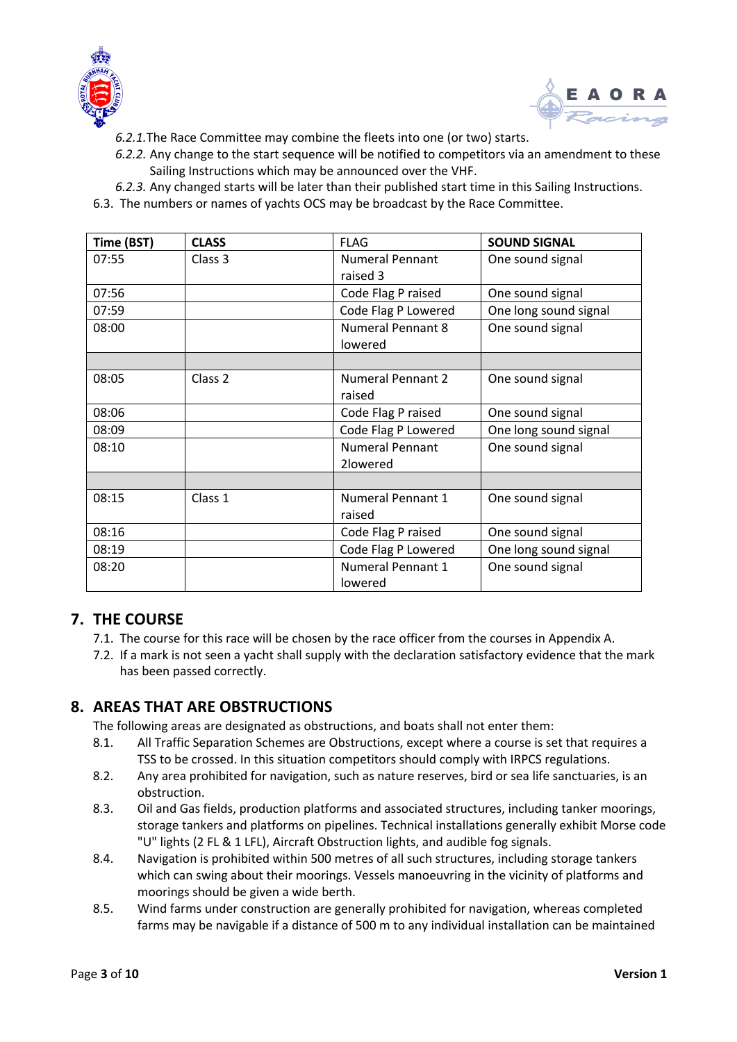*6.2.1.* The Race Committee may combine the fleets into one (or two) starts.

*6.2.2.* Any change to the start sequence will be notified to competitors via an amendment to these Sailing Instructions which may be announced over the VHF.

*6.2.3.* Any changed starts will be later than their published start time in this Sailing Instructions.

6.3. The numbers or names of yachts OCS may be broadcast by the Race Committee.

| **Time (BST)** | **CLASS** | FLAG | **SOUND SIGNAL** |
|---|---|---|---|
| 07:55 | Class 3 | Numeral Pennant raised 3 | One sound signal |
| 07:56 | | Code Flag P raised | One sound signal |
| 07:59 | | Code Flag P Lowered | One long sound signal |
| 08:00 | | Numeral Pennant 8 lowered | One sound signal |
| | | | |
| 08:05 | Class 2 | Numeral Pennant 2 raised | One sound signal |
| 08:06 | | Code Flag P raised | One sound signal |
| 08:09 | | Code Flag P Lowered | One long sound signal |
| 08:10 | | Numeral Pennant 2lowered | One sound signal |
| | | | |
| 08:15 | Class 1 | Numeral Pennant 1 raised | One sound signal |
| 08:16 | | Code Flag P raised | One sound signal |
| 08:19 | | Code Flag P Lowered | One long sound signal |
| 08:20 | | Numeral Pennant 1 lowered | One sound signal |

## 7. THE COURSE

7.1. The course for this race will be chosen by the race officer from the courses in Appendix A.

7.2. If a mark is not seen a yacht shall supply with the declaration satisfactory evidence that the mark has been passed correctly.

## 8. AREAS THAT ARE OBSTRUCTIONS

The following areas are designated as obstructions, and boats shall not enter them:

8.1. All Traffic Separation Schemes are Obstructions, except where a course is set that requires a TSS to be crossed. In this situation competitors should comply with IRPCS regulations.

8.2. Any area prohibited for navigation, such as nature reserves, bird or sea life sanctuaries, is an obstruction.

8.3. Oil and Gas fields, production platforms and associated structures, including tanker moorings, storage tankers and platforms on pipelines. Technical installations generally exhibit Morse code "U" lights (2 FL & 1 LFL), Aircraft Obstruction lights, and audible fog signals.

8.4. Navigation is prohibited within 500 metres of all such structures, including storage tankers which can swing about their moorings. Vessels manoeuvring in the vicinity of platforms and moorings should be given a wide berth.

8.5. Wind farms under construction are generally prohibited for navigation, whereas completed farms may be navigable if a distance of 500 m to any individual installation can be maintained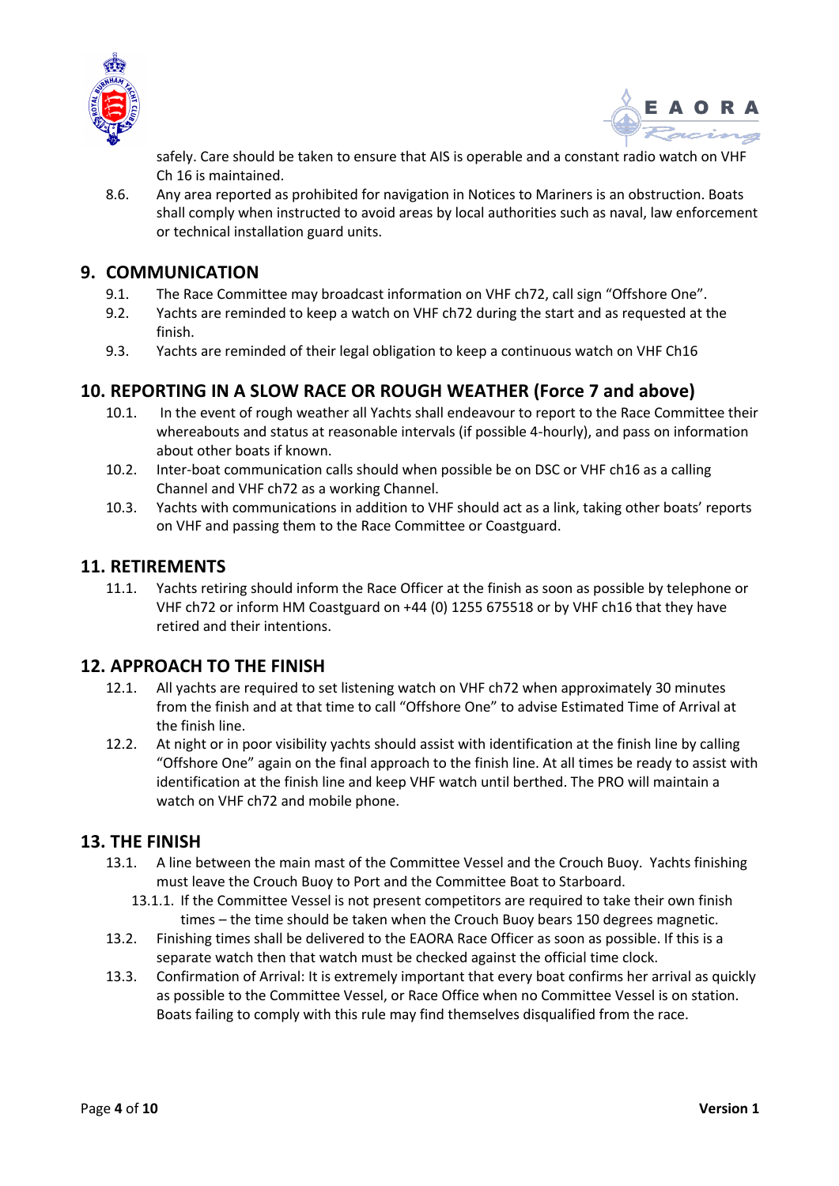safely. Care should be taken to ensure that AIS is operable and a constant radio watch on VHF Ch 16 is maintained.

8.6. Any area reported as prohibited for navigation in Notices to Mariners is an obstruction. Boats shall comply when instructed to avoid areas by local authorities such as naval, law enforcement or technical installation guard units.

## 9. COMMUNICATION

9.1. The Race Committee may broadcast information on VHF ch72, call sign “Offshore One”.

9.2. Yachts are reminded to keep a watch on VHF ch72 during the start and as requested at the finish.

9.3. Yachts are reminded of their legal obligation to keep a continuous watch on VHF Ch16

## 10. REPORTING IN A SLOW RACE OR ROUGH WEATHER (Force 7 and above)

10.1. In the event of rough weather all Yachts shall endeavour to report to the Race Committee their whereabouts and status at reasonable intervals (if possible 4-hourly), and pass on information about other boats if known.

10.2. Inter-boat communication calls should when possible be on DSC or VHF ch16 as a calling Channel and VHF ch72 as a working Channel.

10.3. Yachts with communications in addition to VHF should act as a link, taking other boats’ reports on VHF and passing them to the Race Committee or Coastguard.

## 11. RETIREMENTS

11.1. Yachts retiring should inform the Race Officer at the finish as soon as possible by telephone or VHF ch72 or inform HM Coastguard on +44 (0) 1255 675518 or by VHF ch16 that they have retired and their intentions.

## 12. APPROACH TO THE FINISH

12.1. All yachts are required to set listening watch on VHF ch72 when approximately 30 minutes from the finish and at that time to call “Offshore One” to advise Estimated Time of Arrival at the finish line.

12.2. At night or in poor visibility yachts should assist with identification at the finish line by calling “Offshore One” again on the final approach to the finish line. At all times be ready to assist with identification at the finish line and keep VHF watch until berthed. The PRO will maintain a watch on VHF ch72 and mobile phone.

## 13. THE FINISH

13.1. A line between the main mast of the Committee Vessel and the Crouch Buoy. Yachts finishing must leave the Crouch Buoy to Port and the Committee Boat to Starboard.

13.1.1. If the Committee Vessel is not present competitors are required to take their own finish times – the time should be taken when the Crouch Buoy bears 150 degrees magnetic.

13.2. Finishing times shall be delivered to the EAORA Race Officer as soon as possible. If this is a separate watch then that watch must be checked against the official time clock.

13.3. Confirmation of Arrival: It is extremely important that every boat confirms her arrival as quickly as possible to the Committee Vessel, or Race Office when no Committee Vessel is on station. Boats failing to comply with this rule may find themselves disqualified from the race.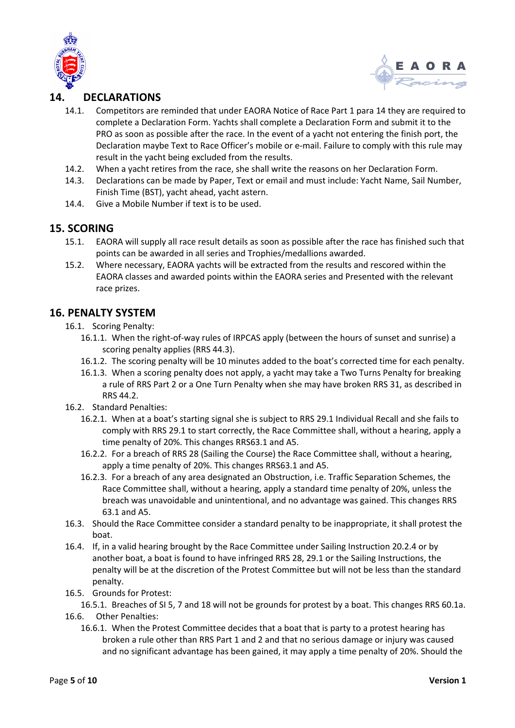## 14. DECLARATIONS

14.1. Competitors are reminded that under EAORA Notice of Race Part 1 para 14 they are required to complete a Declaration Form. Yachts shall complete a Declaration Form and submit it to the PRO as soon as possible after the race. In the event of a yacht not entering the finish port, the Declaration maybe Text to Race Officer's mobile or e-mail. Failure to comply with this rule may result in the yacht being excluded from the results.

14.2. When a yacht retires from the race, she shall write the reasons on her Declaration Form.

14.3. Declarations can be made by Paper, Text or email and must include: Yacht Name, Sail Number, Finish Time (BST), yacht ahead, yacht astern.

14.4. Give a Mobile Number if text is to be used.

## 15. SCORING

15.1. EAORA will supply all race result details as soon as possible after the race has finished such that points can be awarded in all series and Trophies/medallions awarded.

15.2. Where necessary, EAORA yachts will be extracted from the results and rescored within the EAORA classes and awarded points within the EAORA series and Presented with the relevant race prizes.

## 16. PENALTY SYSTEM

16.1. Scoring Penalty:

16.1.1. When the right-of-way rules of IRPCAS apply (between the hours of sunset and sunrise) a scoring penalty applies (RRS 44.3).

16.1.2. The scoring penalty will be 10 minutes added to the boat's corrected time for each penalty.

16.1.3. When a scoring penalty does not apply, a yacht may take a Two Turns Penalty for breaking a rule of RRS Part 2 or a One Turn Penalty when she may have broken RRS 31, as described in RRS 44.2.

16.2. Standard Penalties:

16.2.1. When at a boat's starting signal she is subject to RRS 29.1 Individual Recall and she fails to comply with RRS 29.1 to start correctly, the Race Committee shall, without a hearing, apply a time penalty of 20%. This changes RRS63.1 and A5.

16.2.2. For a breach of RRS 28 (Sailing the Course) the Race Committee shall, without a hearing, apply a time penalty of 20%. This changes RRS63.1 and A5.

16.2.3. For a breach of any area designated an Obstruction, i.e. Traffic Separation Schemes, the Race Committee shall, without a hearing, apply a standard time penalty of 20%, unless the breach was unavoidable and unintentional, and no advantage was gained. This changes RRS 63.1 and A5.

16.3. Should the Race Committee consider a standard penalty to be inappropriate, it shall protest the boat.

16.4. If, in a valid hearing brought by the Race Committee under Sailing Instruction 20.2.4 or by another boat, a boat is found to have infringed RRS 28, 29.1 or the Sailing Instructions, the penalty will be at the discretion of the Protest Committee but will not be less than the standard penalty.

16.5. Grounds for Protest:

16.5.1. Breaches of SI 5, 7 and 18 will not be grounds for protest by a boat. This changes RRS 60.1a.

16.6. Other Penalties:

16.6.1. When the Protest Committee decides that a boat that is party to a protest hearing has broken a rule other than RRS Part 1 and 2 and that no serious damage or injury was caused and no significant advantage has been gained, it may apply a time penalty of 20%. Should the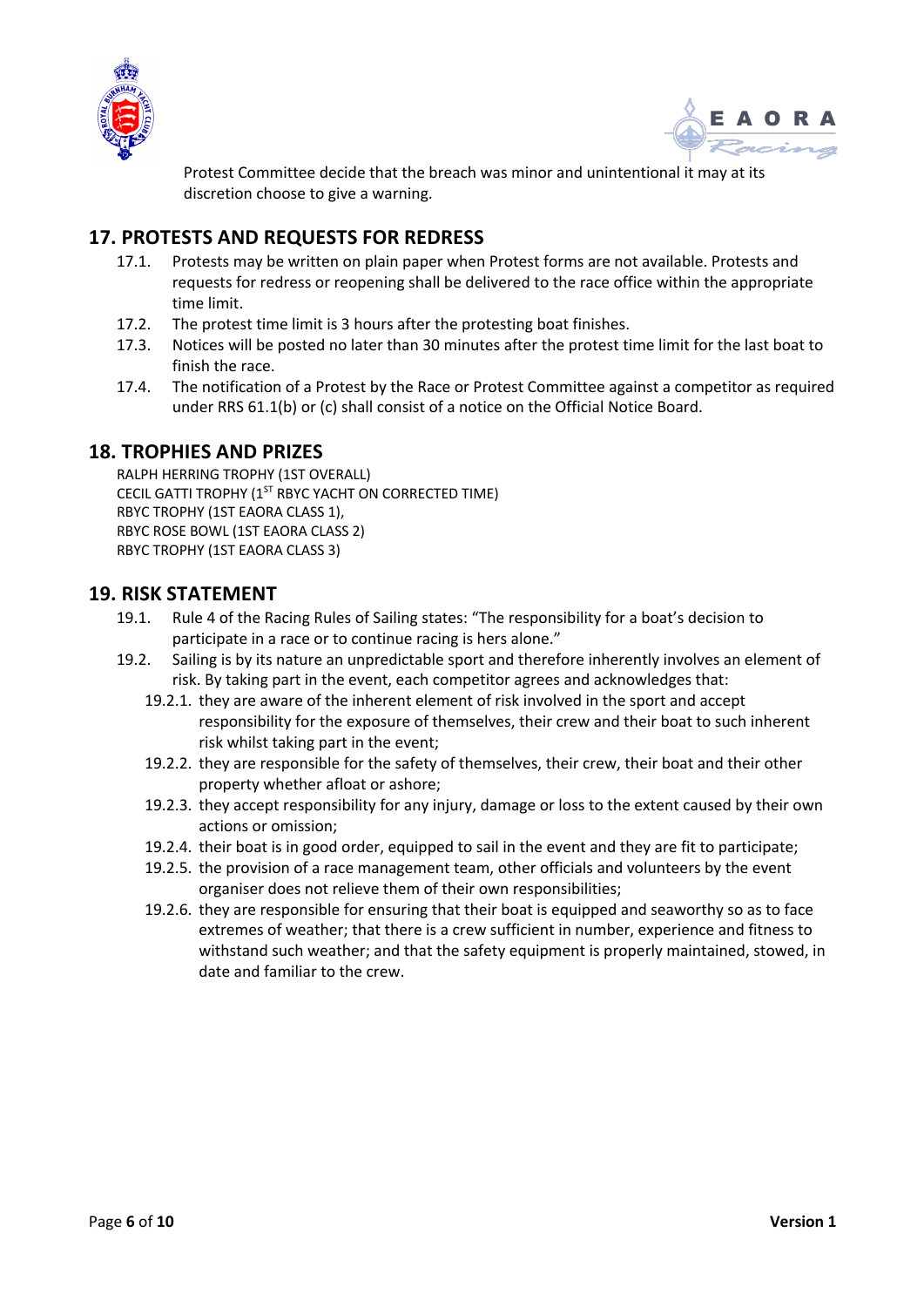Protest Committee decide that the breach was minor and unintentional it may at its discretion choose to give a warning.

## 17. PROTESTS AND REQUESTS FOR REDRESS

17.1. Protests may be written on plain paper when Protest forms are not available. Protests and requests for redress or reopening shall be delivered to the race office within the appropriate time limit.

17.2. The protest time limit is 3 hours after the protesting boat finishes.

17.3. Notices will be posted no later than 30 minutes after the protest time limit for the last boat to finish the race.

17.4. The notification of a Protest by the Race or Protest Committee against a competitor as required under RRS 61.1(b) or (c) shall consist of a notice on the Official Notice Board.

## 18. TROPHIES AND PRIZES

RALPH HERRING TROPHY (1ST OVERALL)
CECIL GATTI TROPHY (1ST RBYC YACHT ON CORRECTED TIME)
RBYC TROPHY (1ST EAORA CLASS 1),
RBYC ROSE BOWL (1ST EAORA CLASS 2)
RBYC TROPHY (1ST EAORA CLASS 3)

## 19. RISK STATEMENT

19.1. Rule 4 of the Racing Rules of Sailing states: "The responsibility for a boat's decision to participate in a race or to continue racing is hers alone."

19.2. Sailing is by its nature an unpredictable sport and therefore inherently involves an element of risk. By taking part in the event, each competitor agrees and acknowledges that:

19.2.1. they are aware of the inherent element of risk involved in the sport and accept responsibility for the exposure of themselves, their crew and their boat to such inherent risk whilst taking part in the event;

19.2.2. they are responsible for the safety of themselves, their crew, their boat and their other property whether afloat or ashore;

19.2.3. they accept responsibility for any injury, damage or loss to the extent caused by their own actions or omission;

19.2.4. their boat is in good order, equipped to sail in the event and they are fit to participate;

19.2.5. the provision of a race management team, other officials and volunteers by the event organiser does not relieve them of their own responsibilities;

19.2.6. they are responsible for ensuring that their boat is equipped and seaworthy so as to face extremes of weather; that there is a crew sufficient in number, experience and fitness to withstand such weather; and that the safety equipment is properly maintained, stowed, in date and familiar to the crew.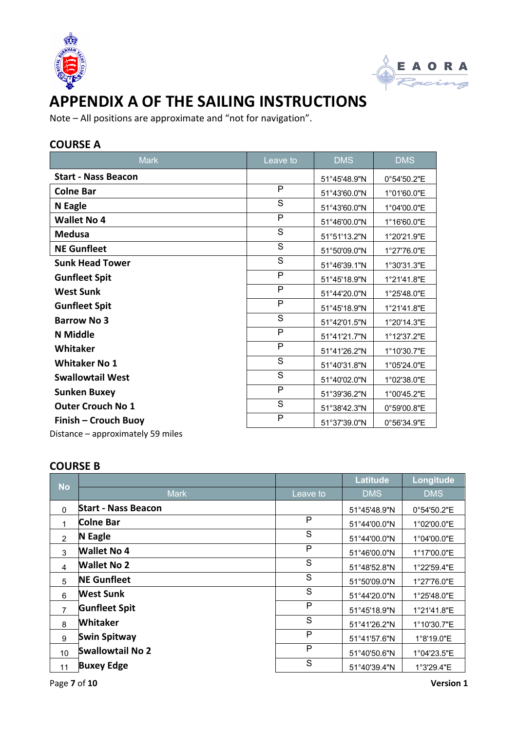# APPENDIX A OF THE SAILING INSTRUCTIONS

Note – All positions are approximate and "not for navigation".

## COURSE A

| Mark | Leave to | DMS | DMS |
|---|---|---|---|
| **Start - Nass Beacon** | | 51°45'48.9"N | 0°54'50.2"E |
| **Colne Bar** | P | 51°43'60.0"N | 1°01'60.0"E |
| **N Eagle** | S | 51°43'60.0"N | 1°04'00.0"E |
| **Wallet No 4** | P | 51°46'00.0"N | 1°16'60.0"E |
| **Medusa** | S | 51°51'13.2"N | 1°20'21.9"E |
| **NE Gunfleet** | S | 51°50'09.0"N | 1°27'76.0"E |
| **Sunk Head Tower** | S | 51°46'39.1"N | 1°30'31.3"E |
| **Gunfleet Spit** | P | 51°45'18.9"N | 1°21'41.8"E |
| **West Sunk** | P | 51°44'20.0"N | 1°25'48.0"E |
| **Gunfleet Spit** | P | 51°45'18.9"N | 1°21'41.8"E |
| **Barrow No 3** | S | 51°42'01.5"N | 1°20'14.3"E |
| **N Middle** | P | 51°41'21.7"N | 1°12'37.2"E |
| **Whitaker** | P | 51°41'26.2"N | 1°10'30.7"E |
| **Whitaker No 1** | S | 51°40'31.8"N | 1°05'24.0"E |
| **Swallowtail West** | S | 51°40'02.0"N | 1°02'38.0"E |
| **Sunken Buxey** | P | 51°39'36.2"N | 1°00'45.2"E |
| **Outer Crouch No 1** | S | 51°38'42.3"N | 0°59'00.8"E |
| **Finish – Crouch Buoy** | P | 51°37'39.0"N | 0°56'34.9"E |

Distance – approximately 59 miles

## COURSE B

| No | | | Latitude | Longitude |
|---|---|---|---|---|
| | Mark | Leave to | DMS | DMS |
| 0 | **Start - Nass Beacon** | | 51°45'48.9"N | 0°54'50.2"E |
| 1 | **Colne Bar** | P | 51°44'00.0"N | 1°02'00.0"E |
| 2 | **N Eagle** | S | 51°44'00.0"N | 1°04'00.0"E |
| 3 | **Wallet No 4** | P | 51°46'00.0"N | 1°17'00.0"E |
| 4 | **Wallet No 2** | S | 51°48'52.8"N | 1°22'59.4"E |
| 5 | **NE Gunfleet** | S | 51°50'09.0"N | 1°27'76.0"E |
| 6 | **West Sunk** | S | 51°44'20.0"N | 1°25'48.0"E |
| 7 | **Gunfleet Spit** | P | 51°45'18.9"N | 1°21'41.8"E |
| 8 | **Whitaker** | S | 51°41'26.2"N | 1°10'30.7"E |
| 9 | **Swin Spitway** | P | 51°41'57.6"N | 1°8'19.0"E |
| 10 | **Swallowtail No 2** | P | 51°40'50.6"N | 1°04'23.5"E |
| 11 | **Buxey Edge** | S | 51°40'39.4"N | 1°3'29.4"E |

**Version 1**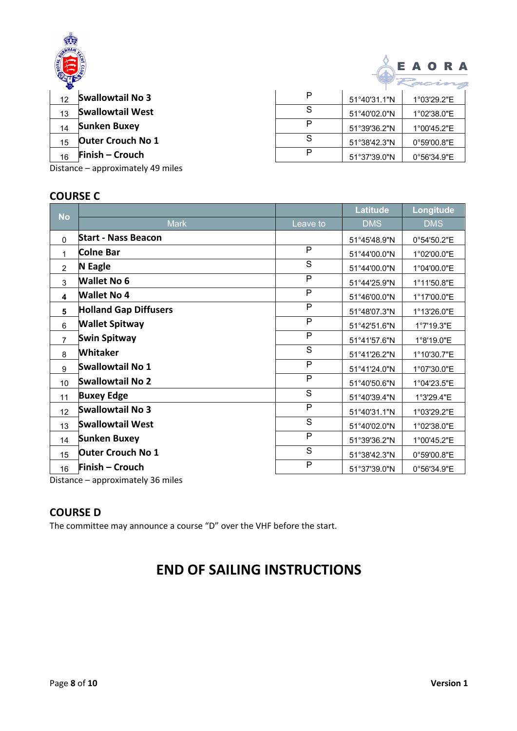| No | Mark | Leave to | Latitude DMS | Longitude DMS |
|---|---|---|---|---|
| 12 | **Swallowtail No 3** | P | 51°40'31.1"N | 1°03'29.2"E |
| 13 | **Swallowtail West** | S | 51°40'02.0"N | 1°02'38.0"E |
| 14 | **Sunken Buxey** | P | 51°39'36.2"N | 1°00'45.2"E |
| 15 | **Outer Crouch No 1** | S | 51°38'42.3"N | 0°59'00.8"E |
| 16 | **Finish – Crouch** | P | 51°37'39.0"N | 0°56'34.9"E |

Distance – approximately 49 miles

## COURSE C

| No | Mark | Leave to | Latitude DMS | Longitude DMS |
|---|---|---|---|---|
| 0 | **Start - Nass Beacon** | | 51°45'48.9"N | 0°54'50.2"E |
| 1 | **Colne Bar** | P | 51°44'00.0"N | 1°02'00.0"E |
| 2 | **N Eagle** | S | 51°44'00.0"N | 1°04'00.0"E |
| 3 | **Wallet No 6** | P | 51°44'25.9"N | 1°11'50.8"E |
| 4 | **Wallet No 4** | P | 51°46'00.0"N | 1°17'00.0"E |
| 5 | **Holland Gap Diffusers** | P | 51°48'07.3"N | 1°13'26.0"E |
| 6 | **Wallet Spitway** | P | 51°42'51.6"N | 1°7'19.3"E |
| 7 | **Swin Spitway** | P | 51°41'57.6"N | 1°8'19.0"E |
| 8 | **Whitaker** | S | 51°41'26.2"N | 1°10'30.7"E |
| 9 | **Swallowtail No 1** | P | 51°41'24.0"N | 1°07'30.0"E |
| 10 | **Swallowtail No 2** | P | 51°40'50.6"N | 1°04'23.5"E |
| 11 | **Buxey Edge** | S | 51°40'39.4"N | 1°3'29.4"E |
| 12 | **Swallowtail No 3** | P | 51°40'31.1"N | 1°03'29.2"E |
| 13 | **Swallowtail West** | S | 51°40'02.0"N | 1°02'38.0"E |
| 14 | **Sunken Buxey** | P | 51°39'36.2"N | 1°00'45.2"E |
| 15 | **Outer Crouch No 1** | S | 51°38'42.3"N | 0°59'00.8"E |
| 16 | **Finish – Crouch** | P | 51°37'39.0"N | 0°56'34.9"E |

Distance – approximately 36 miles

## COURSE D

The committee may announce a course "D" over the VHF before the start.

# END OF SAILING INSTRUCTIONS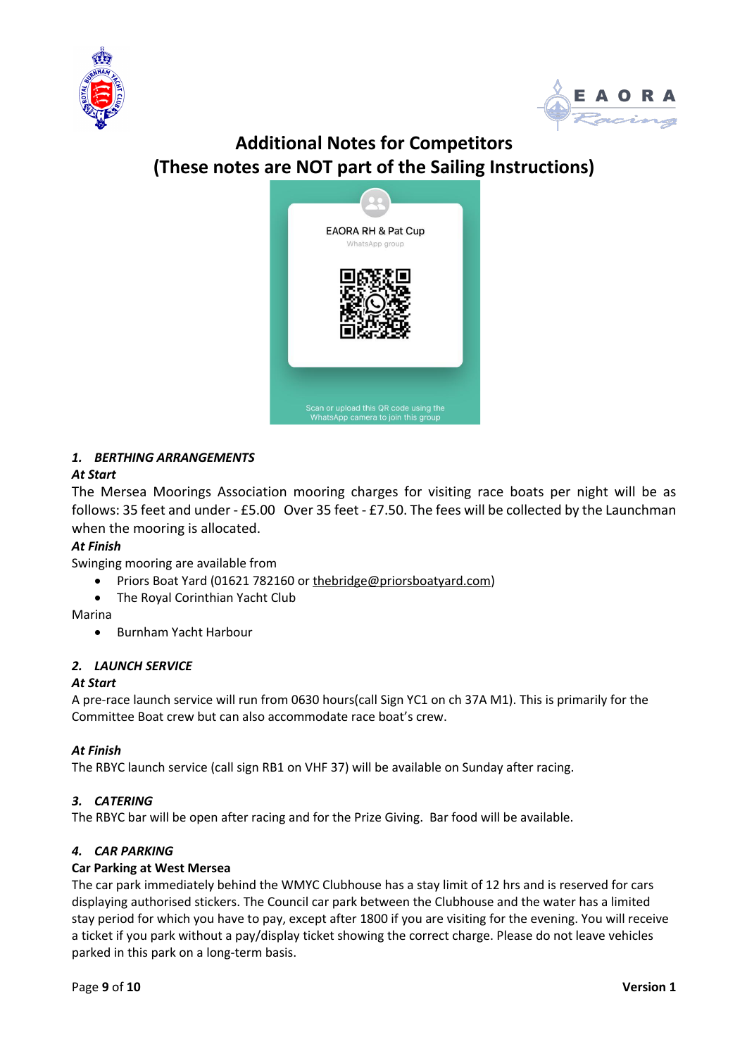# Additional Notes for Competitors
## (These notes are NOT part of the Sailing Instructions)

EAORA RH & Pat Cup

WhatsApp group

Scan or upload this QR code using the WhatsApp camera to join this group

### *1. BERTHING ARRANGEMENTS*

***At Start***

The Mersea Moorings Association mooring charges for visiting race boats per night will be as follows: 35 feet and under - £5.00 Over 35 feet - £7.50. The fees will be collected by the Launchman when the mooring is allocated.

***At Finish***

Swinging mooring are available from

- Priors Boat Yard (01621 782160 or thebridge@priorsboatyard.com)
- The Royal Corinthian Yacht Club

Marina

- Burnham Yacht Harbour

### *2. LAUNCH SERVICE*

***At Start***

A pre-race launch service will run from 0630 hours(call Sign YC1 on ch 37A M1). This is primarily for the Committee Boat crew but can also accommodate race boat's crew.

***At Finish***

The RBYC launch service (call sign RB1 on VHF 37) will be available on Sunday after racing.

### *3. CATERING*

The RBYC bar will be open after racing and for the Prize Giving. Bar food will be available.

### *4. CAR PARKING*

**Car Parking at West Mersea**

The car park immediately behind the WMYC Clubhouse has a stay limit of 12 hrs and is reserved for cars displaying authorised stickers. The Council car park between the Clubhouse and the water has a limited stay period for which you have to pay, except after 1800 if you are visiting for the evening. You will receive a ticket if you park without a pay/display ticket showing the correct charge. Please do not leave vehicles parked in this park on a long-term basis.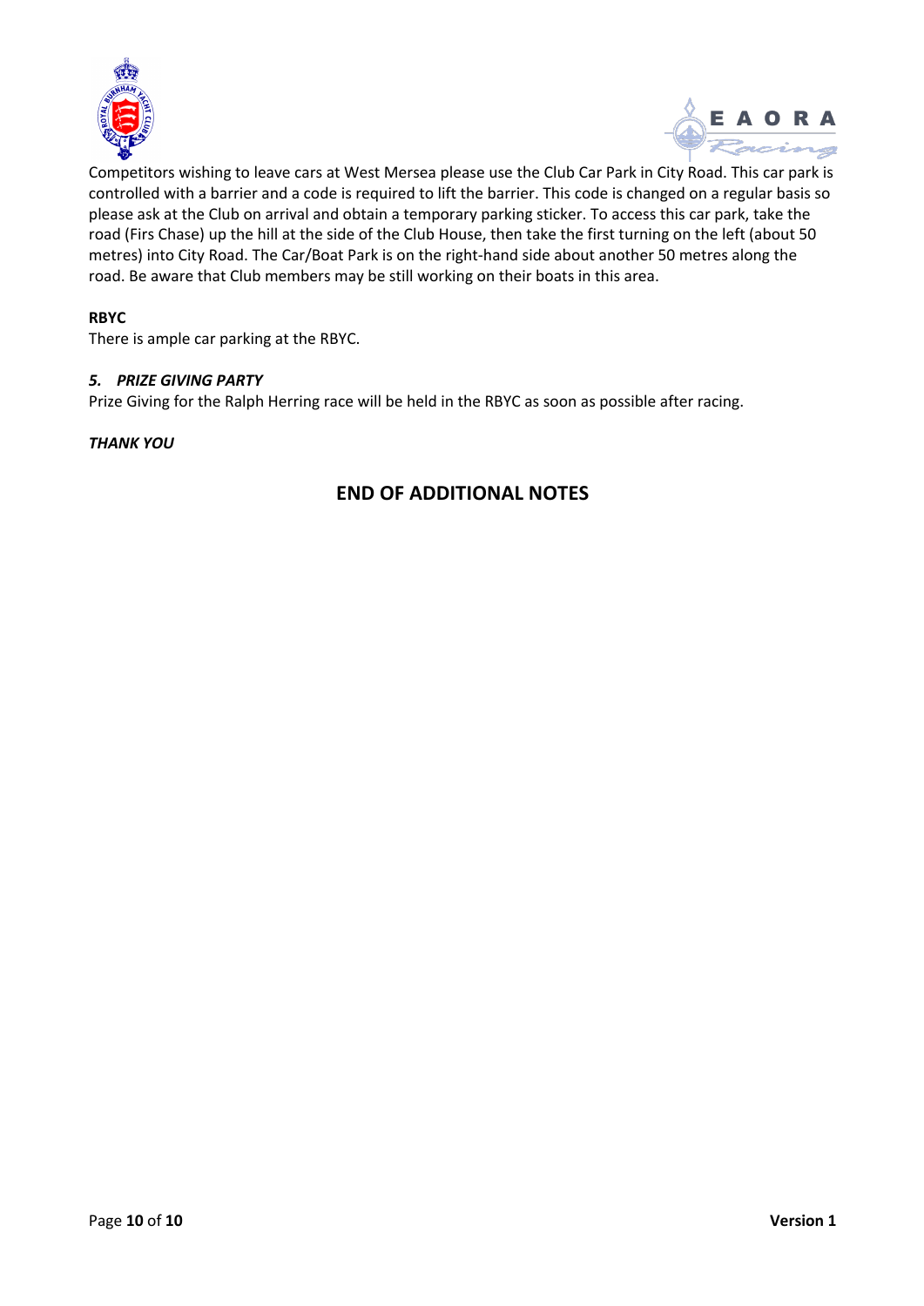Competitors wishing to leave cars at West Mersea please use the Club Car Park in City Road. This car park is controlled with a barrier and a code is required to lift the barrier. This code is changed on a regular basis so please ask at the Club on arrival and obtain a temporary parking sticker. To access this car park, take the road (Firs Chase) up the hill at the side of the Club House, then take the first turning on the left (about 50 metres) into City Road. The Car/Boat Park is on the right-hand side about another 50 metres along the road. Be aware that Club members may be still working on their boats in this area.

**RBYC**

There is ample car parking at the RBYC.

### *5. PRIZE GIVING PARTY*

Prize Giving for the Ralph Herring race will be held in the RBYC as soon as possible after racing.

***THANK YOU***

## END OF ADDITIONAL NOTES